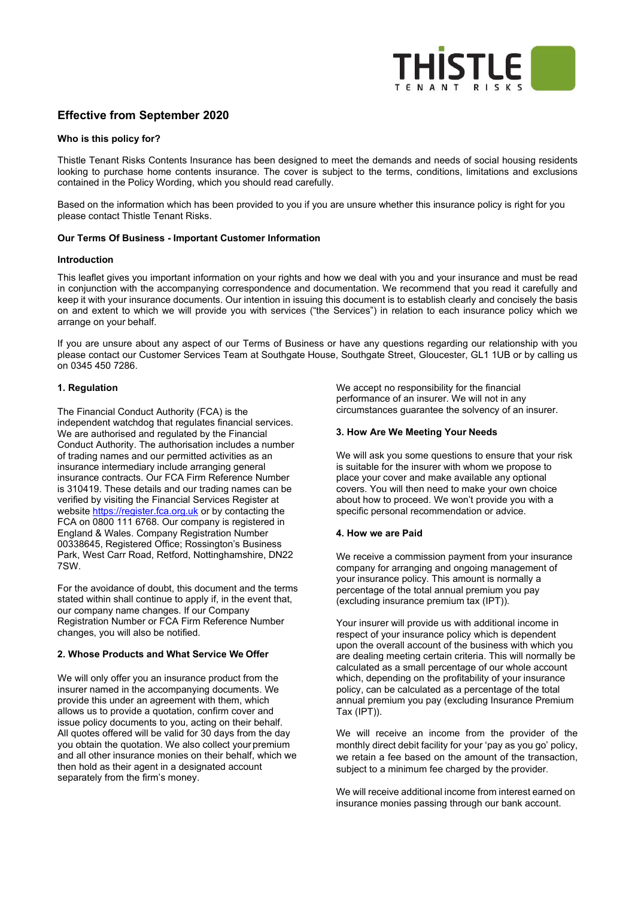# Effective from September 2020

**Who is this policy for?**

Thistle Tenant Risks Contents Insurance has been designed to meet the demands and needs of social housing residents looking to purchase home contents insurance. The cover is subject to the terms, conditions, limitations and exclusions contained in the Policy Wording, which you should read carefully.

Based on the information which has been provided to you if you are unsure whether this insurance policy is right for you please contact Thistle Tenant Risks.

**Our Terms Of Business - Important Customer Information**

**Introduction**

This leaflet gives you important information on your rights and how we deal with you and your insurance and must be read in conjunction with the accompanying correspondence and documentation. We recommend that you read it carefully and keep it with your insurance documents. Our intention in issuing this document is to establish clearly and concisely the basis on and extent to which we will provide you with services ("the Services") in relation to each insurance policy which we arrange on your behalf.

If you are unsure about any aspect of our Terms of Business or have any questions regarding our relationship with you please contact our Customer Services Team at Southgate House, Southgate Street, Gloucester, GL1 1UB or by calling us on 0345 450 7286.

**1. Regulation**

The Financial Conduct Authority (FCA) is the independent watchdog that regulates financial services. We are authorised and regulated by the Financial Conduct Authority. The authorisation includes a number of trading names and our permitted activities as an insurance intermediary include arranging general insurance contracts. Our FCA Firm Reference Number is 310419. These details and our trading names can be verified by visiting the Financial Services Register at website https://register.fca.org.uk or by contacting the FCA on 0800 111 6768. Our company is registered in England & Wales. Company Registration Number 00338645, Registered Office; Rossington's Business Park, West Carr Road, Retford, Nottinghamshire, DN22 7SW.

For the avoidance of doubt, this document and the terms stated within shall continue to apply if, in the event that, our company name changes. If our Company Registration Number or FCA Firm Reference Number changes, you will also be notified.

**2. Whose Products and What Service We Offer**

We will only offer you an insurance product from the insurer named in the accompanying documents. We provide this under an agreement with them, which allows us to provide a quotation, confirm cover and issue policy documents to you, acting on their behalf. All quotes offered will be valid for 30 days from the day you obtain the quotation. We also collect your premium and all other insurance monies on their behalf, which we then hold as their agent in a designated account separately from the firm's money.

We accept no responsibility for the financial performance of an insurer. We will not in any circumstances guarantee the solvency of an insurer.

**3. How Are We Meeting Your Needs**

We will ask you some questions to ensure that your risk is suitable for the insurer with whom we propose to place your cover and make available any optional covers. You will then need to make your own choice about how to proceed. We won't provide you with a specific personal recommendation or advice.

**4. How we are Paid**

We receive a commission payment from your insurance company for arranging and ongoing management of your insurance policy. This amount is normally a percentage of the total annual premium you pay (excluding insurance premium tax (IPT)).

Your insurer will provide us with additional income in respect of your insurance policy which is dependent upon the overall account of the business with which you are dealing meeting certain criteria. This will normally be calculated as a small percentage of our whole account which, depending on the profitability of your insurance policy, can be calculated as a percentage of the total annual premium you pay (excluding Insurance Premium Tax (IPT)).

We will receive an income from the provider of the monthly direct debit facility for your 'pay as you go' policy, we retain a fee based on the amount of the transaction, subject to a minimum fee charged by the provider.

We will receive additional income from interest earned on insurance monies passing through our bank account.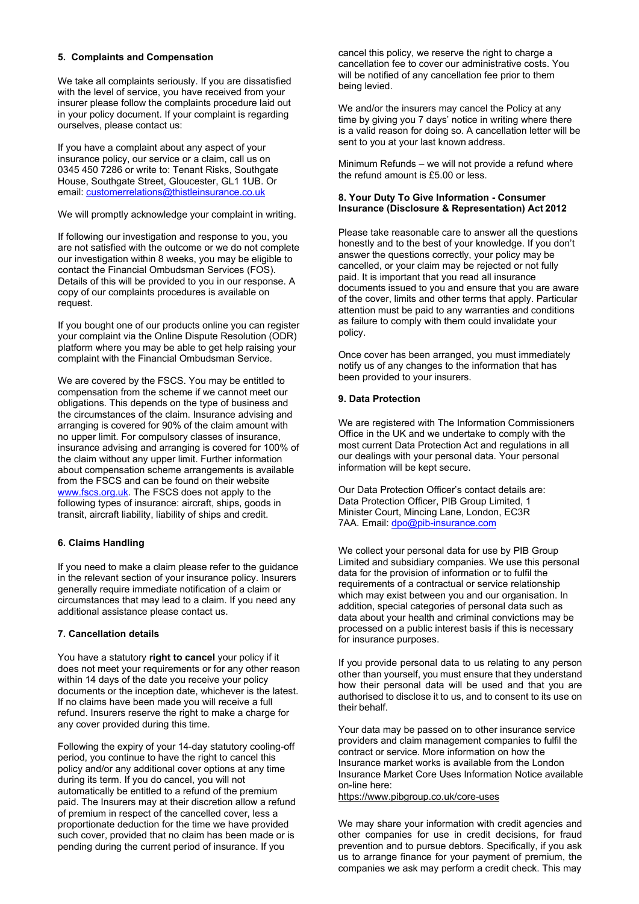## 5. Complaints and Compensation

We take all complaints seriously. If you are dissatisfied with the level of service, you have received from your insurer please follow the complaints procedure laid out in your policy document. If your complaint is regarding ourselves, please contact us:

If you have a complaint about any aspect of your insurance policy, our service or a claim, call us on 0345 450 7286 or write to: Tenant Risks, Southgate House, Southgate Street, Gloucester, GL1 1UB. Or email: customerrelations@thistleinsurance.co.uk

We will promptly acknowledge your complaint in writing.

If following our investigation and response to you, you are not satisfied with the outcome or we do not complete our investigation within 8 weeks, you may be eligible to contact the Financial Ombudsman Services (FOS). Details of this will be provided to you in our response. A copy of our complaints procedures is available on request.

If you bought one of our products online you can register your complaint via the Online Dispute Resolution (ODR) platform where you may be able to get help raising your complaint with the Financial Ombudsman Service.

We are covered by the FSCS. You may be entitled to compensation from the scheme if we cannot meet our obligations. This depends on the type of business and the circumstances of the claim. Insurance advising and arranging is covered for 90% of the claim amount with no upper limit. For compulsory classes of insurance, insurance advising and arranging is covered for 100% of the claim without any upper limit. Further information about compensation scheme arrangements is available from the FSCS and can be found on their website www.fscs.org.uk. The FSCS does not apply to the following types of insurance: aircraft, ships, goods in transit, aircraft liability, liability of ships and credit.

## 6. Claims Handling

If you need to make a claim please refer to the guidance in the relevant section of your insurance policy. Insurers generally require immediate notification of a claim or circumstances that may lead to a claim. If you need any additional assistance please contact us.

## 7. Cancellation details

You have a statutory **right to cancel** your policy if it does not meet your requirements or for any other reason within 14 days of the date you receive your policy documents or the inception date, whichever is the latest. If no claims have been made you will receive a full refund. Insurers reserve the right to make a charge for any cover provided during this time.

Following the expiry of your 14-day statutory cooling-off period, you continue to have the right to cancel this policy and/or any additional cover options at any time during its term. If you do cancel, you will not automatically be entitled to a refund of the premium paid. The Insurers may at their discretion allow a refund of premium in respect of the cancelled cover, less a proportionate deduction for the time we have provided such cover, provided that no claim has been made or is pending during the current period of insurance. If you cancel this policy, we reserve the right to charge a cancellation fee to cover our administrative costs. You will be notified of any cancellation fee prior to them being levied.

We and/or the insurers may cancel the Policy at any time by giving you 7 days' notice in writing where there is a valid reason for doing so. A cancellation letter will be sent to you at your last known address.

Minimum Refunds – we will not provide a refund where the refund amount is £5.00 or less.

## 8. Your Duty To Give Information - Consumer Insurance (Disclosure & Representation) Act 2012

Please take reasonable care to answer all the questions honestly and to the best of your knowledge. If you don't answer the questions correctly, your policy may be cancelled, or your claim may be rejected or not fully paid. It is important that you read all insurance documents issued to you and ensure that you are aware of the cover, limits and other terms that apply. Particular attention must be paid to any warranties and conditions as failure to comply with them could invalidate your policy.

Once cover has been arranged, you must immediately notify us of any changes to the information that has been provided to your insurers.

## 9. Data Protection

We are registered with The Information Commissioners Office in the UK and we undertake to comply with the most current Data Protection Act and regulations in all our dealings with your personal data. Your personal information will be kept secure.

Our Data Protection Officer's contact details are: Data Protection Officer, PIB Group Limited, 1 Minister Court, Mincing Lane, London, EC3R 7AA. Email: dpo@pib-insurance.com

We collect your personal data for use by PIB Group Limited and subsidiary companies. We use this personal data for the provision of information or to fulfil the requirements of a contractual or service relationship which may exist between you and our organisation. In addition, special categories of personal data such as data about your health and criminal convictions may be processed on a public interest basis if this is necessary for insurance purposes.

If you provide personal data to us relating to any person other than yourself, you must ensure that they understand how their personal data will be used and that you are authorised to disclose it to us, and to consent to its use on their behalf.

Your data may be passed on to other insurance service providers and claim management companies to fulfil the contract or service. More information on how the Insurance market works is available from the London Insurance Market Core Uses Information Notice available on-line here:
https://www.pibgroup.co.uk/core-uses

We may share your information with credit agencies and other companies for use in credit decisions, for fraud prevention and to pursue debtors. Specifically, if you ask us to arrange finance for your payment of premium, the companies we ask may perform a credit check. This may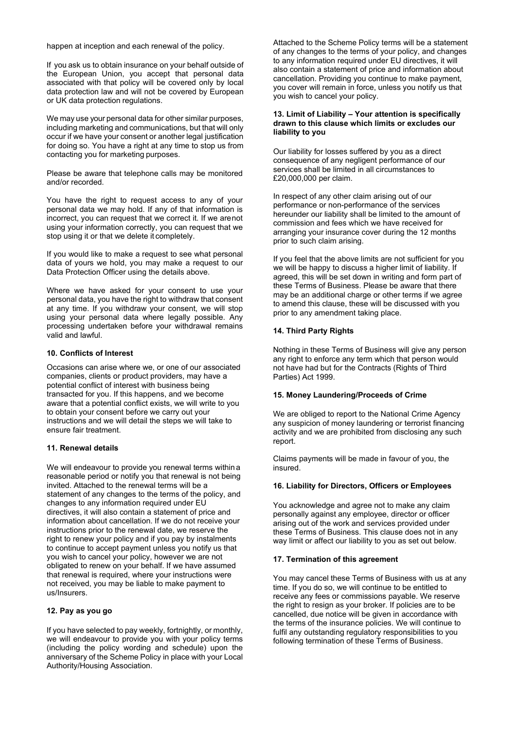happen at inception and each renewal of the policy.

If you ask us to obtain insurance on your behalf outside of the European Union, you accept that personal data associated with that policy will be covered only by local data protection law and will not be covered by European or UK data protection regulations.

We may use your personal data for other similar purposes, including marketing and communications, but that will only occur if we have your consent or another legal justification for doing so. You have a right at any time to stop us from contacting you for marketing purposes.

Please be aware that telephone calls may be monitored and/or recorded.

You have the right to request access to any of your personal data we may hold. If any of that information is incorrect, you can request that we correct it. If we are not using your information correctly, you can request that we stop using it or that we delete it completely.

If you would like to make a request to see what personal data of yours we hold, you may make a request to our Data Protection Officer using the details above.

Where we have asked for your consent to use your personal data, you have the right to withdraw that consent at any time. If you withdraw your consent, we will stop using your personal data where legally possible. Any processing undertaken before your withdrawal remains valid and lawful.

### 10. Conflicts of Interest

Occasions can arise where we, or one of our associated companies, clients or product providers, may have a potential conflict of interest with business being transacted for you. If this happens, and we become aware that a potential conflict exists, we will write to you to obtain your consent before we carry out your instructions and we will detail the steps we will take to ensure fair treatment.

### 11. Renewal details

We will endeavour to provide you renewal terms within a reasonable period or notify you that renewal is not being invited. Attached to the renewal terms will be a statement of any changes to the terms of the policy, and changes to any information required under EU directives, it will also contain a statement of price and information about cancellation. If we do not receive your instructions prior to the renewal date, we reserve the right to renew your policy and if you pay by instalments to continue to accept payment unless you notify us that you wish to cancel your policy, however we are not obligated to renew on your behalf. If we have assumed that renewal is required, where your instructions were not received, you may be liable to make payment to us/Insurers.

### 12. Pay as you go

If you have selected to pay weekly, fortnightly, or monthly, we will endeavour to provide you with your policy terms (including the policy wording and schedule) upon the anniversary of the Scheme Policy in place with your Local Authority/Housing Association.

Attached to the Scheme Policy terms will be a statement of any changes to the terms of your policy, and changes to any information required under EU directives, it will also contain a statement of price and information about cancellation. Providing you continue to make payment, you cover will remain in force, unless you notify us that you wish to cancel your policy.

### 13. Limit of Liability – Your attention is specifically drawn to this clause which limits or excludes our liability to you

Our liability for losses suffered by you as a direct consequence of any negligent performance of our services shall be limited in all circumstances to £20,000,000 per claim.

In respect of any other claim arising out of our performance or non-performance of the services hereunder our liability shall be limited to the amount of commission and fees which we have received for arranging your insurance cover during the 12 months prior to such claim arising.

If you feel that the above limits are not sufficient for you we will be happy to discuss a higher limit of liability. If agreed, this will be set down in writing and form part of these Terms of Business. Please be aware that there may be an additional charge or other terms if we agree to amend this clause, these will be discussed with you prior to any amendment taking place.

### 14. Third Party Rights

Nothing in these Terms of Business will give any person any right to enforce any term which that person would not have had but for the Contracts (Rights of Third Parties) Act 1999.

### 15. Money Laundering/Proceeds of Crime

We are obliged to report to the National Crime Agency any suspicion of money laundering or terrorist financing activity and we are prohibited from disclosing any such report.

Claims payments will be made in favour of you, the insured.

### 16. Liability for Directors, Officers or Employees

You acknowledge and agree not to make any claim personally against any employee, director or officer arising out of the work and services provided under these Terms of Business. This clause does not in any way limit or affect our liability to you as set out below.

### 17. Termination of this agreement

You may cancel these Terms of Business with us at any time. If you do so, we will continue to be entitled to receive any fees or commissions payable. We reserve the right to resign as your broker. If policies are to be cancelled, due notice will be given in accordance with the terms of the insurance policies. We will continue to fulfil any outstanding regulatory responsibilities to you following termination of these Terms of Business.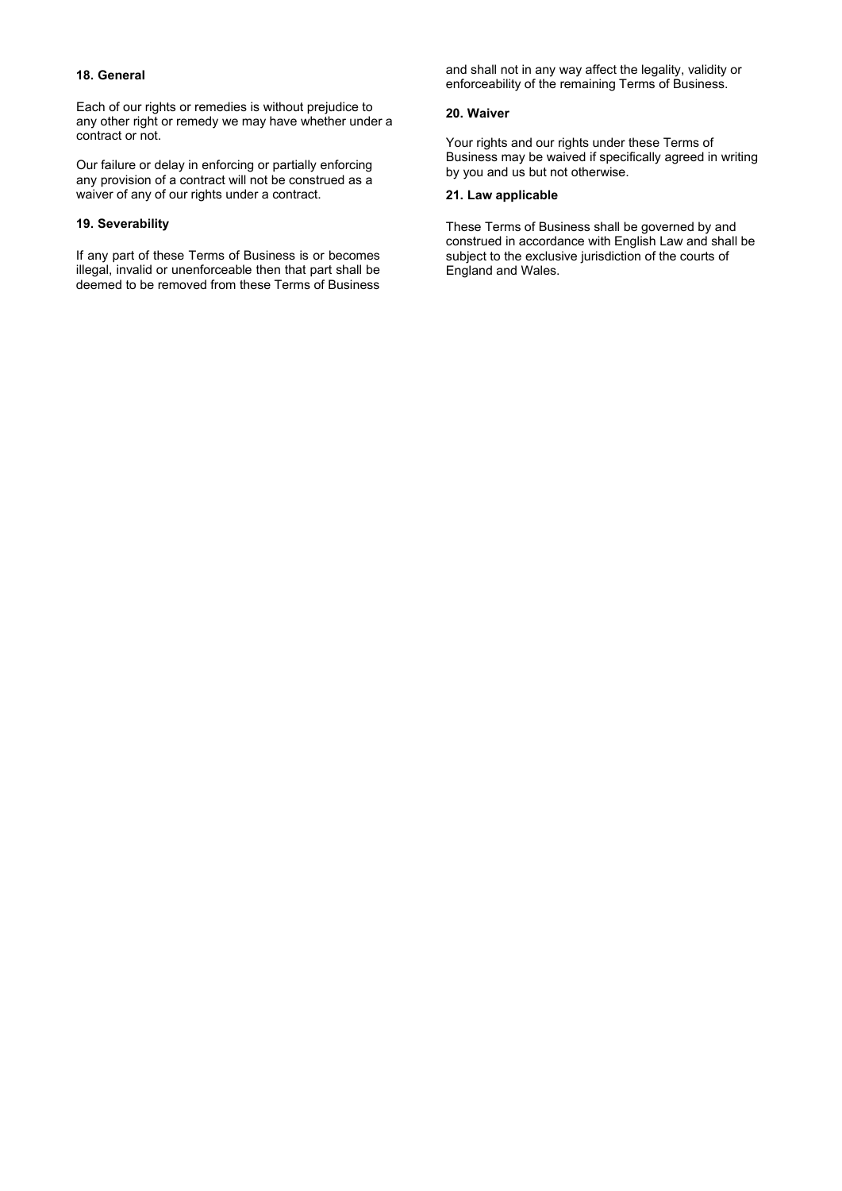### 18. General

Each of our rights or remedies is without prejudice to any other right or remedy we may have whether under a contract or not.

Our failure or delay in enforcing or partially enforcing any provision of a contract will not be construed as a waiver of any of our rights under a contract.

### 19. Severability

If any part of these Terms of Business is or becomes illegal, invalid or unenforceable then that part shall be deemed to be removed from these Terms of Business and shall not in any way affect the legality, validity or enforceability of the remaining Terms of Business.

### 20. Waiver

Your rights and our rights under these Terms of Business may be waived if specifically agreed in writing by you and us but not otherwise.

### 21. Law applicable

These Terms of Business shall be governed by and construed in accordance with English Law and shall be subject to the exclusive jurisdiction of the courts of England and Wales.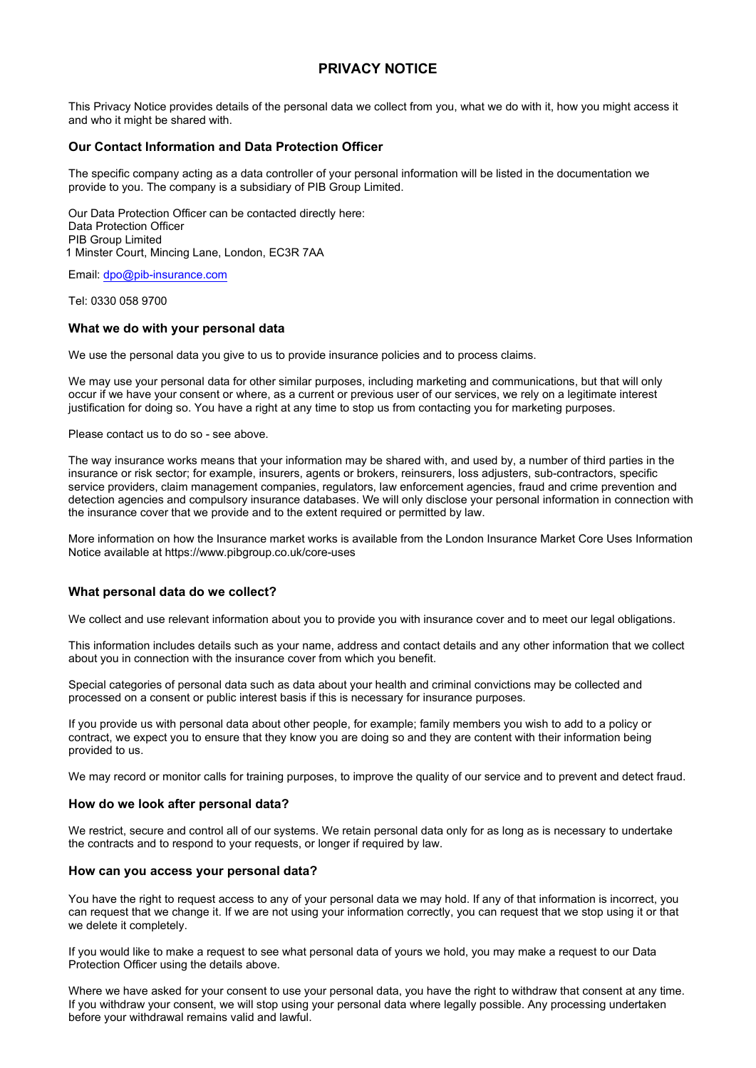# PRIVACY NOTICE

This Privacy Notice provides details of the personal data we collect from you, what we do with it, how you might access it and who it might be shared with.

### Our Contact Information and Data Protection Officer

The specific company acting as a data controller of your personal information will be listed in the documentation we provide to you. The company is a subsidiary of PIB Group Limited.

Our Data Protection Officer can be contacted directly here:
Data Protection Officer
PIB Group Limited
1 Minster Court, Mincing Lane, London, EC3R 7AA

Email: dpo@pib-insurance.com

Tel: 0330 058 9700

### What we do with your personal data

We use the personal data you give to us to provide insurance policies and to process claims.

We may use your personal data for other similar purposes, including marketing and communications, but that will only occur if we have your consent or where, as a current or previous user of our services, we rely on a legitimate interest justification for doing so. You have a right at any time to stop us from contacting you for marketing purposes.

Please contact us to do so - see above.

The way insurance works means that your information may be shared with, and used by, a number of third parties in the insurance or risk sector; for example, insurers, agents or brokers, reinsurers, loss adjusters, sub-contractors, specific service providers, claim management companies, regulators, law enforcement agencies, fraud and crime prevention and detection agencies and compulsory insurance databases. We will only disclose your personal information in connection with the insurance cover that we provide and to the extent required or permitted by law.

More information on how the Insurance market works is available from the London Insurance Market Core Uses Information Notice available at https://www.pibgroup.co.uk/core-uses

### What personal data do we collect?

We collect and use relevant information about you to provide you with insurance cover and to meet our legal obligations.

This information includes details such as your name, address and contact details and any other information that we collect about you in connection with the insurance cover from which you benefit.

Special categories of personal data such as data about your health and criminal convictions may be collected and processed on a consent or public interest basis if this is necessary for insurance purposes.

If you provide us with personal data about other people, for example; family members you wish to add to a policy or contract, we expect you to ensure that they know you are doing so and they are content with their information being provided to us.

We may record or monitor calls for training purposes, to improve the quality of our service and to prevent and detect fraud.

### How do we look after personal data?

We restrict, secure and control all of our systems. We retain personal data only for as long as is necessary to undertake the contracts and to respond to your requests, or longer if required by law.

### How can you access your personal data?

You have the right to request access to any of your personal data we may hold. If any of that information is incorrect, you can request that we change it. If we are not using your information correctly, you can request that we stop using it or that we delete it completely.

If you would like to make a request to see what personal data of yours we hold, you may make a request to our Data Protection Officer using the details above.

Where we have asked for your consent to use your personal data, you have the right to withdraw that consent at any time. If you withdraw your consent, we will stop using your personal data where legally possible. Any processing undertaken before your withdrawal remains valid and lawful.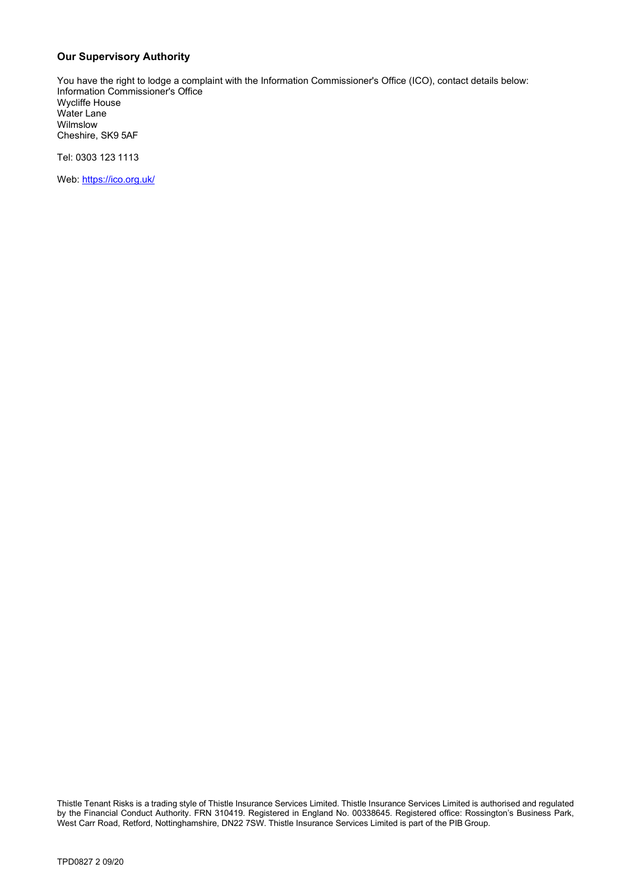### Our Supervisory Authority

You have the right to lodge a complaint with the Information Commissioner's Office (ICO), contact details below:
Information Commissioner's Office
Wycliffe House
Water Lane
Wilmslow
Cheshire, SK9 5AF

Tel: 0303 123 1113

Web: https://ico.org.uk/

Thistle Tenant Risks is a trading style of Thistle Insurance Services Limited. Thistle Insurance Services Limited is authorised and regulated by the Financial Conduct Authority. FRN 310419. Registered in England No. 00338645. Registered office: Rossington's Business Park, West Carr Road, Retford, Nottinghamshire, DN22 7SW. Thistle Insurance Services Limited is part of the PIB Group.

TPD0827 2 09/20